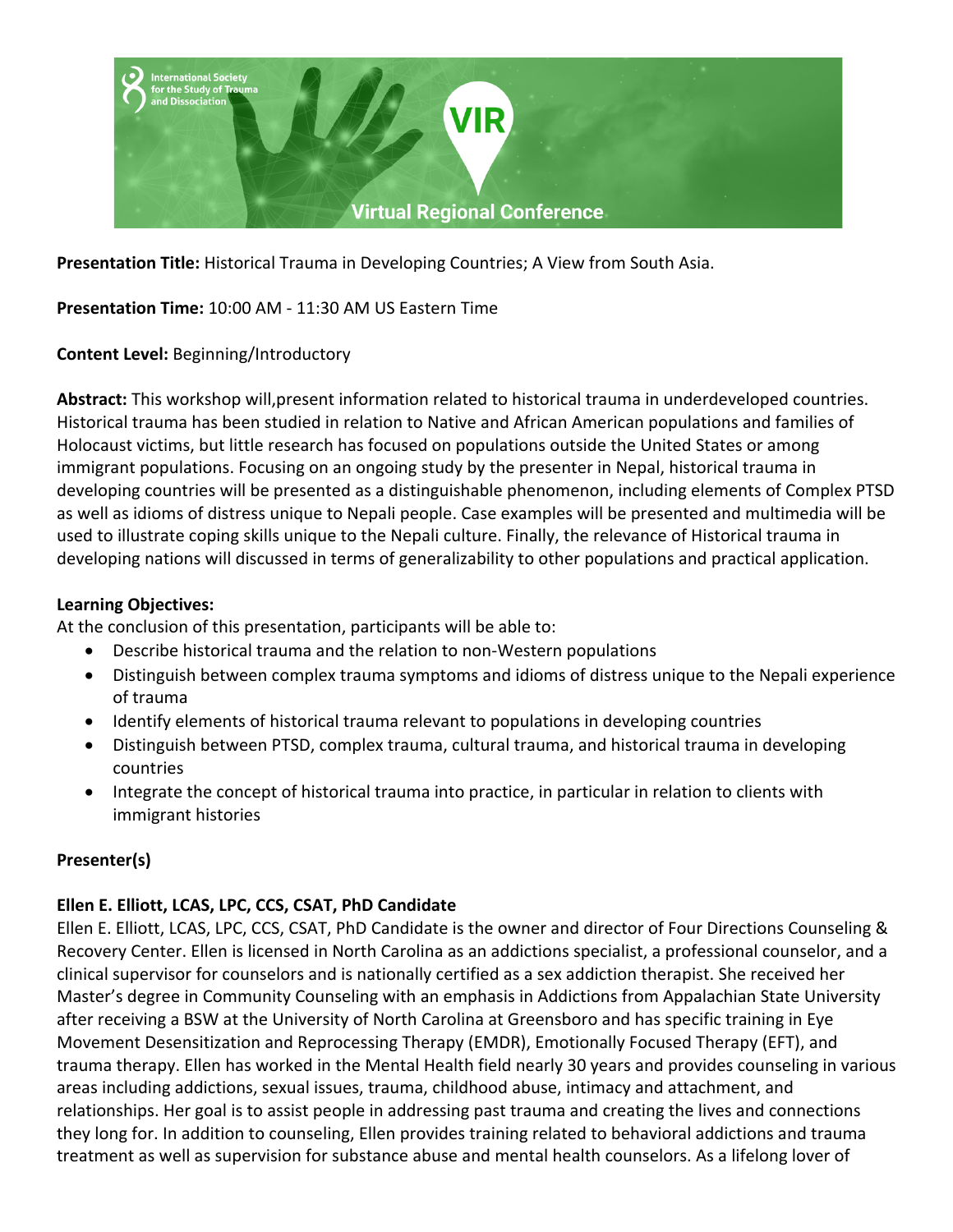**Presentation Title:** Historical Trauma in Developing Countries; A View from South Asia.

**Presentation Time:** 10:00 AM - 11:30 AM US Eastern Time

**Content Level:** Beginning/Introductory

**Abstract:** This workshop will,present information related to historical trauma in underdeveloped countries. Historical trauma has been studied in relation to Native and African American populations and families of Holocaust victims, but little research has focused on populations outside the United States or among immigrant populations. Focusing on an ongoing study by the presenter in Nepal, historical trauma in developing countries will be presented as a distinguishable phenomenon, including elements of Complex PTSD as well as idioms of distress unique to Nepali people. Case examples will be presented and multimedia will be used to illustrate coping skills unique to the Nepali culture. Finally, the relevance of Historical trauma in developing nations will discussed in terms of generalizability to other populations and practical application.

**Learning Objectives:**

At the conclusion of this presentation, participants will be able to:

- Describe historical trauma and the relation to non-Western populations
- Distinguish between complex trauma symptoms and idioms of distress unique to the Nepali experience of trauma
- Identify elements of historical trauma relevant to populations in developing countries
- Distinguish between PTSD, complex trauma, cultural trauma, and historical trauma in developing countries
- Integrate the concept of historical trauma into practice, in particular in relation to clients with immigrant histories

**Presenter(s)**

**Ellen E. Elliott, LCAS, LPC, CCS, CSAT, PhD Candidate**

Ellen E. Elliott, LCAS, LPC, CCS, CSAT, PhD Candidate is the owner and director of Four Directions Counseling & Recovery Center. Ellen is licensed in North Carolina as an addictions specialist, a professional counselor, and a clinical supervisor for counselors and is nationally certified as a sex addiction therapist. She received her Master's degree in Community Counseling with an emphasis in Addictions from Appalachian State University after receiving a BSW at the University of North Carolina at Greensboro and has specific training in Eye Movement Desensitization and Reprocessing Therapy (EMDR), Emotionally Focused Therapy (EFT), and trauma therapy. Ellen has worked in the Mental Health field nearly 30 years and provides counseling in various areas including addictions, sexual issues, trauma, childhood abuse, intimacy and attachment, and relationships. Her goal is to assist people in addressing past trauma and creating the lives and connections they long for. In addition to counseling, Ellen provides training related to behavioral addictions and trauma treatment as well as supervision for substance abuse and mental health counselors. As a lifelong lover of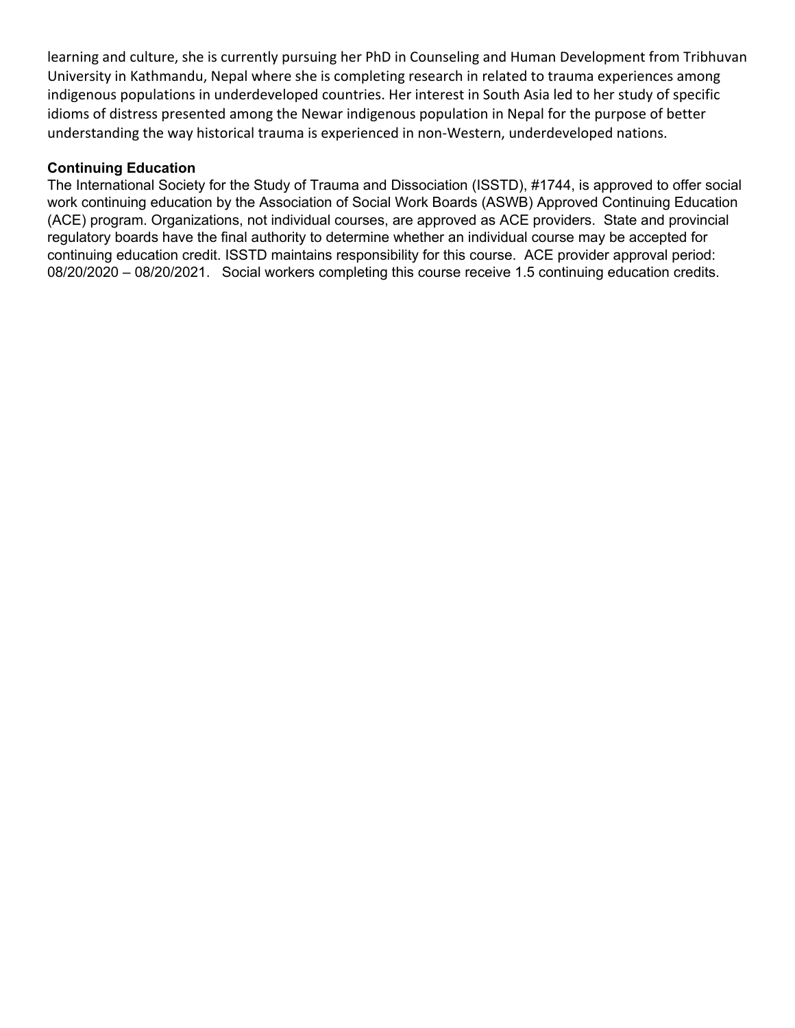learning and culture, she is currently pursuing her PhD in Counseling and Human Development from Tribhuvan University in Kathmandu, Nepal where she is completing research in related to trauma experiences among indigenous populations in underdeveloped countries. Her interest in South Asia led to her study of specific idioms of distress presented among the Newar indigenous population in Nepal for the purpose of better understanding the way historical trauma is experienced in non-Western, underdeveloped nations.

**Continuing Education**

The International Society for the Study of Trauma and Dissociation (ISSTD), #1744, is approved to offer social work continuing education by the Association of Social Work Boards (ASWB) Approved Continuing Education (ACE) program. Organizations, not individual courses, are approved as ACE providers. State and provincial regulatory boards have the final authority to determine whether an individual course may be accepted for continuing education credit. ISSTD maintains responsibility for this course. ACE provider approval period: 08/20/2020 – 08/20/2021. Social workers completing this course receive 1.5 continuing education credits.